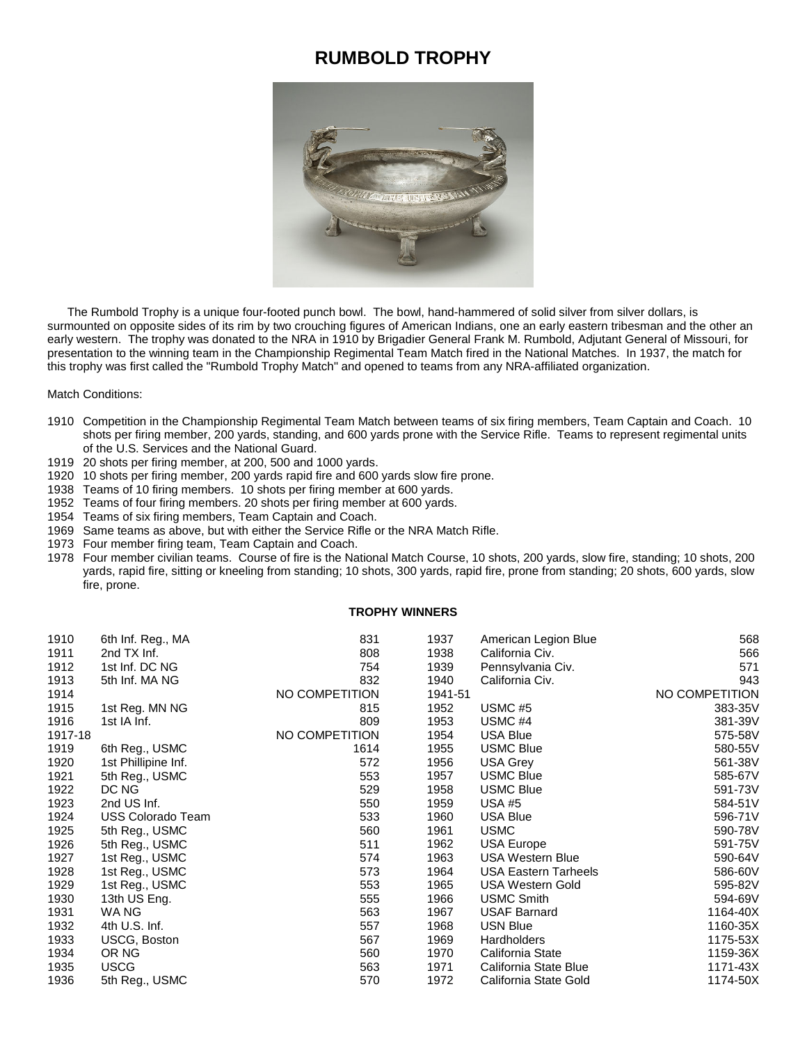# RUMBOLD TROPHY

The Rumbold Trophy is a unique four-footed punch bowl. The bowl, hand-hammered of solid silver from silver dollars, is surmounted on opposite sides of its rim by two crouching figures of American Indians, one an early eastern tribesman and the other an early western. The trophy was donated to the NRA in 1910 by Brigadier General Frank M. Rumbold, Adjutant General of Missouri, for presentation to the winning team in the Championship Regimental Team Match fired in the National Matches. In 1937, the match for this trophy was first called the "Rumbold Trophy Match" and opened to teams from any NRA-affiliated organization.

Match Conditions:

- 1910 Competition in the Championship Regimental Team Match between teams of six firing members, Team Captain and Coach. 10 shots per firing member, 200 yards, standing, and 600 yards prone with the Service Rifle. Teams to represent regimental units of the U.S. Services and the National Guard.
- 1919 20 shots per firing member, at 200, 500 and 1000 yards.
- 1920 10 shots per firing member, 200 yards rapid fire and 600 yards slow fire prone.
- 1938 Teams of 10 firing members. 10 shots per firing member at 600 yards.
- 1952 Teams of four firing members. 20 shots per firing member at 600 yards.
- 1954 Teams of six firing members, Team Captain and Coach.
- 1969 Same teams as above, but with either the Service Rifle or the NRA Match Rifle.
- 1973 Four member firing team, Team Captain and Coach.
- 1978 Four member civilian teams. Course of fire is the National Match Course, 10 shots, 200 yards, slow fire, standing; 10 shots, 200 yards, rapid fire, sitting or kneeling from standing; 10 shots, 300 yards, rapid fire, prone from standing; 20 shots, 600 yards, slow fire, prone.

**TROPHY WINNERS**

| Year | Team | Score | Year | Team | Score |
|---|---|---|---|---|---|
| 1910 | 6th Inf. Reg., MA | 831 | 1937 | American Legion Blue | 568 |
| 1911 | 2nd TX Inf. | 808 | 1938 | California Civ. | 566 |
| 1912 | 1st Inf. DC NG | 754 | 1939 | Pennsylvania Civ. | 571 |
| 1913 | 5th Inf. MA NG | 832 | 1940 | California Civ. | 943 |
| 1914 | | NO COMPETITION | 1941-51 | | NO COMPETITION |
| 1915 | 1st Reg. MN NG | 815 | 1952 | USMC #5 | 383-35V |
| 1916 | 1st IA Inf. | 809 | 1953 | USMC #4 | 381-39V |
| 1917-18 | | NO COMPETITION | 1954 | USA Blue | 575-58V |
| 1919 | 6th Reg., USMC | 1614 | 1955 | USMC Blue | 580-55V |
| 1920 | 1st Phillipine Inf. | 572 | 1956 | USA Grey | 561-38V |
| 1921 | 5th Reg., USMC | 553 | 1957 | USMC Blue | 585-67V |
| 1922 | DC NG | 529 | 1958 | USMC Blue | 591-73V |
| 1923 | 2nd US Inf. | 550 | 1959 | USA #5 | 584-51V |
| 1924 | USS Colorado Team | 533 | 1960 | USA Blue | 596-71V |
| 1925 | 5th Reg., USMC | 560 | 1961 | USMC | 590-78V |
| 1926 | 5th Reg., USMC | 511 | 1962 | USA Europe | 591-75V |
| 1927 | 1st Reg., USMC | 574 | 1963 | USA Western Blue | 590-64V |
| 1928 | 1st Reg., USMC | 573 | 1964 | USA Eastern Tarheels | 586-60V |
| 1929 | 1st Reg., USMC | 553 | 1965 | USA Western Gold | 595-82V |
| 1930 | 13th US Eng. | 555 | 1966 | USMC Smith | 594-69V |
| 1931 | WA NG | 563 | 1967 | USAF Barnard | 1164-40X |
| 1932 | 4th U.S. Inf. | 557 | 1968 | USN Blue | 1160-35X |
| 1933 | USCG, Boston | 567 | 1969 | Hardholders | 1175-53X |
| 1934 | OR NG | 560 | 1970 | California State | 1159-36X |
| 1935 | USCG | 563 | 1971 | California State Blue | 1171-43X |
| 1936 | 5th Reg., USMC | 570 | 1972 | California State Gold | 1174-50X |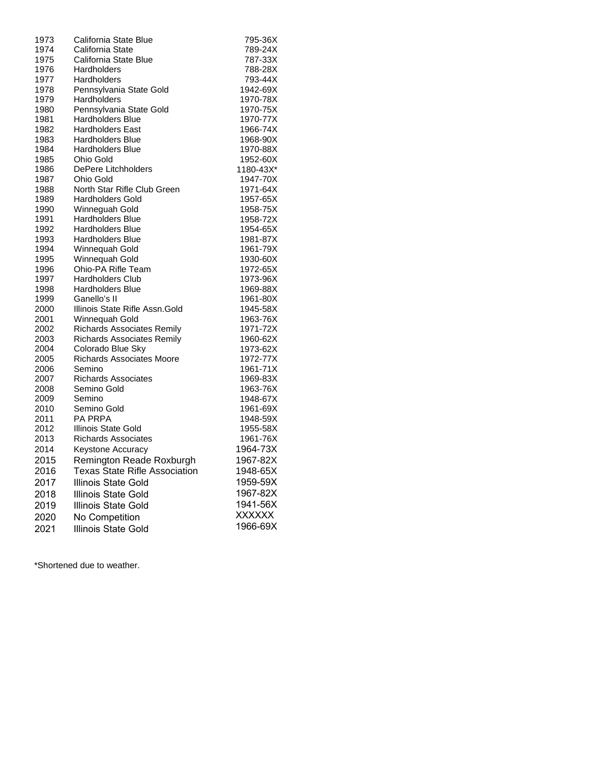| | | |
|---|---|---|
| 1973 | California State Blue | 795-36X |
| 1974 | California State | 789-24X |
| 1975 | California State Blue | 787-33X |
| 1976 | Hardholders | 788-28X |
| 1977 | Hardholders | 793-44X |
| 1978 | Pennsylvania State Gold | 1942-69X |
| 1979 | Hardholders | 1970-78X |
| 1980 | Pennsylvania State Gold | 1970-75X |
| 1981 | Hardholders Blue | 1970-77X |
| 1982 | Hardholders East | 1966-74X |
| 1983 | Hardholders Blue | 1968-90X |
| 1984 | Hardholders Blue | 1970-88X |
| 1985 | Ohio Gold | 1952-60X |
| 1986 | DePere Litchholders | 1180-43X* |
| 1987 | Ohio Gold | 1947-70X |
| 1988 | North Star Rifle Club Green | 1971-64X |
| 1989 | Hardholders Gold | 1957-65X |
| 1990 | Winneguah Gold | 1958-75X |
| 1991 | Hardholders Blue | 1958-72X |
| 1992 | Hardholders Blue | 1954-65X |
| 1993 | Hardholders Blue | 1981-87X |
| 1994 | Winnequah Gold | 1961-79X |
| 1995 | Winnequah Gold | 1930-60X |
| 1996 | Ohio-PA Rifle Team | 1972-65X |
| 1997 | Hardholders Club | 1973-96X |
| 1998 | Hardholders Blue | 1969-88X |
| 1999 | Ganello's II | 1961-80X |
| 2000 | Illinois State Rifle Assn.Gold | 1945-58X |
| 2001 | Winnequah Gold | 1963-76X |
| 2002 | Richards Associates Remily | 1971-72X |
| 2003 | Richards Associates Remily | 1960-62X |
| 2004 | Colorado Blue Sky | 1973-62X |
| 2005 | Richards Associates Moore | 1972-77X |
| 2006 | Semino | 1961-71X |
| 2007 | Richards Associates | 1969-83X |
| 2008 | Semino Gold | 1963-76X |
| 2009 | Semino | 1948-67X |
| 2010 | Semino Gold | 1961-69X |
| 2011 | PA PRPA | 1948-59X |
| 2012 | Illinois State Gold | 1955-58X |
| 2013 | Richards Associates | 1961-76X |
| 2014 | Keystone Accuracy | 1964-73X |
| 2015 | Remington Reade Roxburgh | 1967-82X |
| 2016 | Texas State Rifle Association | 1948-65X |
| 2017 | Illinois State Gold | 1959-59X |
| 2018 | Illinois State Gold | 1967-82X |
| 2019 | Illinois State Gold | 1941-56X |
| 2020 | No Competition | XXXXXX |
| 2021 | Illinois State Gold | 1966-69X |

*Shortened due to weather.